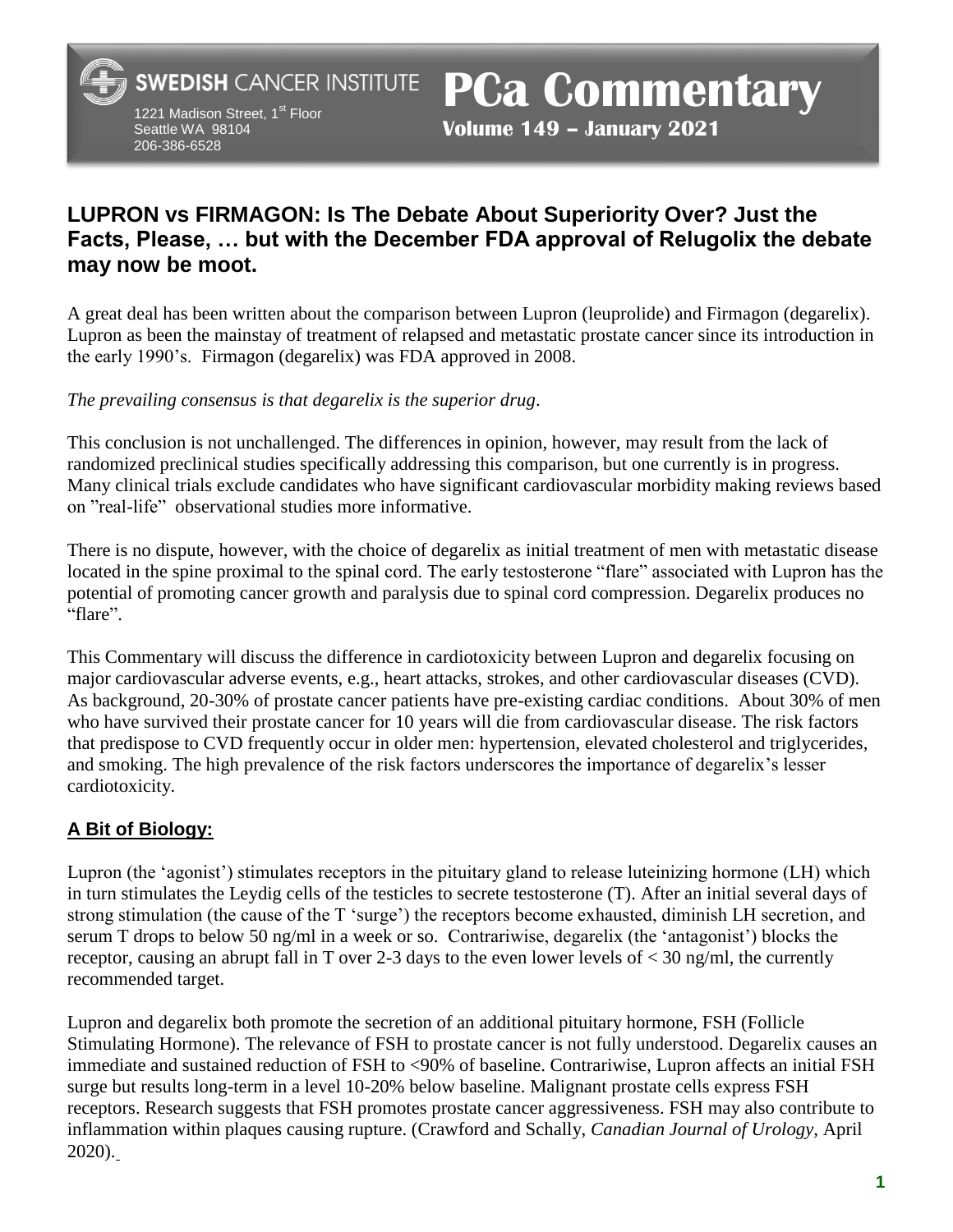SWEDISH CANCER INSTITUTE
1221 Madison Street, 1st Floor
Seattle WA 98104
206-386-6528

# PCa Commentary

**Volume 149 – January 2021**

## LUPRON vs FIRMAGON: Is The Debate About Superiority Over? Just the Facts, Please, … but with the December FDA approval of Relugolix the debate may now be moot.

A great deal has been written about the comparison between Lupron (leuprolide) and Firmagon (degarelix). Lupron as been the mainstay of treatment of relapsed and metastatic prostate cancer since its introduction in the early 1990's. Firmagon (degarelix) was FDA approved in 2008.

*The prevailing consensus is that degarelix is the superior drug*.

This conclusion is not unchallenged. The differences in opinion, however, may result from the lack of randomized preclinical studies specifically addressing this comparison, but one currently is in progress. Many clinical trials exclude candidates who have significant cardiovascular morbidity making reviews based on "real-life" observational studies more informative.

There is no dispute, however, with the choice of degarelix as initial treatment of men with metastatic disease located in the spine proximal to the spinal cord. The early testosterone "flare" associated with Lupron has the potential of promoting cancer growth and paralysis due to spinal cord compression. Degarelix produces no "flare".

This Commentary will discuss the difference in cardiotoxicity between Lupron and degarelix focusing on major cardiovascular adverse events, e.g., heart attacks, strokes, and other cardiovascular diseases (CVD). As background, 20-30% of prostate cancer patients have pre-existing cardiac conditions. About 30% of men who have survived their prostate cancer for 10 years will die from cardiovascular disease. The risk factors that predispose to CVD frequently occur in older men: hypertension, elevated cholesterol and triglycerides, and smoking. The high prevalence of the risk factors underscores the importance of degarelix's lesser cardiotoxicity.

### A Bit of Biology:

Lupron (the 'agonist') stimulates receptors in the pituitary gland to release luteinizing hormone (LH) which in turn stimulates the Leydig cells of the testicles to secrete testosterone (T). After an initial several days of strong stimulation (the cause of the T 'surge') the receptors become exhausted, diminish LH secretion, and serum T drops to below 50 ng/ml in a week or so. Contrariwise, degarelix (the 'antagonist') blocks the receptor, causing an abrupt fall in T over 2-3 days to the even lower levels of < 30 ng/ml, the currently recommended target.

Lupron and degarelix both promote the secretion of an additional pituitary hormone, FSH (Follicle Stimulating Hormone). The relevance of FSH to prostate cancer is not fully understood. Degarelix causes an immediate and sustained reduction of FSH to <90% of baseline. Contrariwise, Lupron affects an initial FSH surge but results long-term in a level 10-20% below baseline. Malignant prostate cells express FSH receptors. Research suggests that FSH promotes prostate cancer aggressiveness. FSH may also contribute to inflammation within plaques causing rupture. (Crawford and Schally, *Canadian Journal of Urology*, April 2020).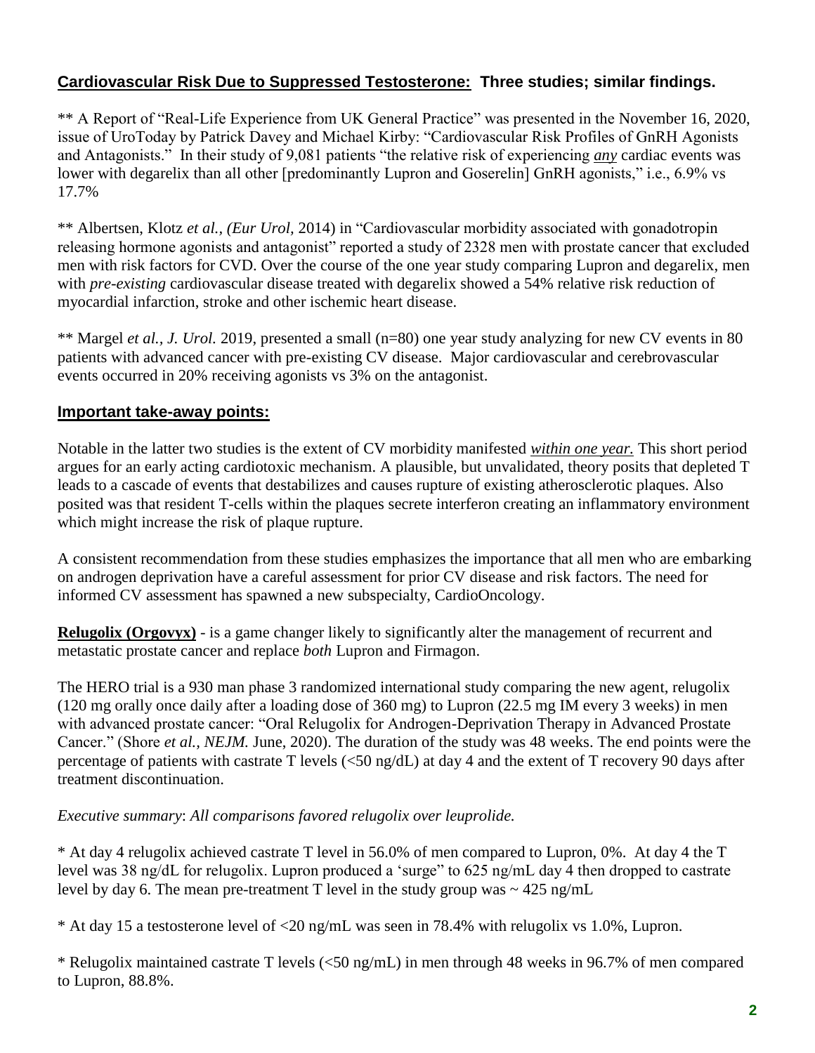## Cardiovascular Risk Due to Suppressed Testosterone: Three studies; similar findings.

** A Report of "Real-Life Experience from UK General Practice" was presented in the November 16, 2020, issue of UroToday by Patrick Davey and Michael Kirby: "Cardiovascular Risk Profiles of GnRH Agonists and Antagonists." In their study of 9,081 patients "the relative risk of experiencing ***any*** cardiac events was lower with degarelix than all other [predominantly Lupron and Goserelin] GnRH agonists," i.e., 6.9% vs 17.7%

** Albertsen, Klotz *et al., (Eur Urol,* 2014) in "Cardiovascular morbidity associated with gonadotropin releasing hormone agonists and antagonist" reported a study of 2328 men with prostate cancer that excluded men with risk factors for CVD. Over the course of the one year study comparing Lupron and degarelix, men with *pre-existing* cardiovascular disease treated with degarelix showed a 54% relative risk reduction of myocardial infarction, stroke and other ischemic heart disease.

** Margel *et al., J. Urol.* 2019, presented a small (n=80) one year study analyzing for new CV events in 80 patients with advanced cancer with pre-existing CV disease. Major cardiovascular and cerebrovascular events occurred in 20% receiving agonists vs 3% on the antagonist.

## Important take-away points:

Notable in the latter two studies is the extent of CV morbidity manifested ***within one year.*** This short period argues for an early acting cardiotoxic mechanism. A plausible, but unvalidated, theory posits that depleted T leads to a cascade of events that destabilizes and causes rupture of existing atherosclerotic plaques. Also posited was that resident T-cells within the plaques secrete interferon creating an inflammatory environment which might increase the risk of plaque rupture.

A consistent recommendation from these studies emphasizes the importance that all men who are embarking on androgen deprivation have a careful assessment for prior CV disease and risk factors. The need for informed CV assessment has spawned a new subspecialty, CardioOncology.

**Relugolix (Orgovyx)** - is a game changer likely to significantly alter the management of recurrent and metastatic prostate cancer and replace *both* Lupron and Firmagon.

The HERO trial is a 930 man phase 3 randomized international study comparing the new agent, relugolix (120 mg orally once daily after a loading dose of 360 mg) to Lupron (22.5 mg IM every 3 weeks) in men with advanced prostate cancer: "Oral Relugolix for Androgen-Deprivation Therapy in Advanced Prostate Cancer." (Shore *et al., NEJM.* June, 2020). The duration of the study was 48 weeks. The end points were the percentage of patients with castrate T levels (<50 ng/dL) at day 4 and the extent of T recovery 90 days after treatment discontinuation.

*Executive summary: All comparisons favored relugolix over leuprolide.*

* At day 4 relugolix achieved castrate T level in 56.0% of men compared to Lupron, 0%. At day 4 the T level was 38 ng/dL for relugolix. Lupron produced a 'surge' to 625 ng/mL day 4 then dropped to castrate level by day 6. The mean pre-treatment T level in the study group was ~ 425 ng/mL

* At day 15 a testosterone level of <20 ng/mL was seen in 78.4% with relugolix vs 1.0%, Lupron.

* Relugolix maintained castrate T levels (<50 ng/mL) in men through 48 weeks in 96.7% of men compared to Lupron, 88.8%.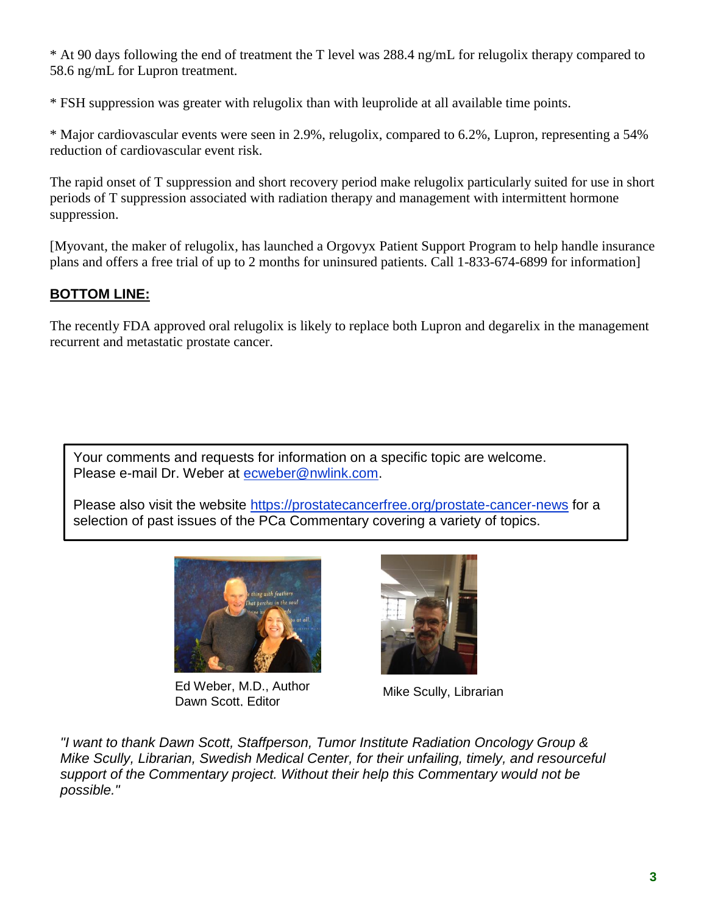* At 90 days following the end of treatment the T level was 288.4 ng/mL for relugolix therapy compared to 58.6 ng/mL for Lupron treatment.

* FSH suppression was greater with relugolix than with leuprolide at all available time points.

* Major cardiovascular events were seen in 2.9%, relugolix, compared to 6.2%, Lupron, representing a 54% reduction of cardiovascular event risk.

The rapid onset of T suppression and short recovery period make relugolix particularly suited for use in short periods of T suppression associated with radiation therapy and management with intermittent hormone suppression.

[Myovant, the maker of relugolix, has launched a Orgovyx Patient Support Program to help handle insurance plans and offers a free trial of up to 2 months for uninsured patients. Call 1-833-674-6899 for information]

**BOTTOM LINE:**

The recently FDA approved oral relugolix is likely to replace both Lupron and degarelix in the management recurrent and metastatic prostate cancer.

Your comments and requests for information on a specific topic are welcome. Please e-mail Dr. Weber at ecweber@nwlink.com.

Please also visit the website https://prostatecancerfree.org/prostate-cancer-news for a selection of past issues of the PCa Commentary covering a variety of topics.

Ed Weber, M.D., Author
Dawn Scott, Editor

Mike Scully, Librarian

*"I want to thank Dawn Scott, Staffperson, Tumor Institute Radiation Oncology Group & Mike Scully, Librarian, Swedish Medical Center, for their unfailing, timely, and resourceful support of the Commentary project. Without their help this Commentary would not be possible."*